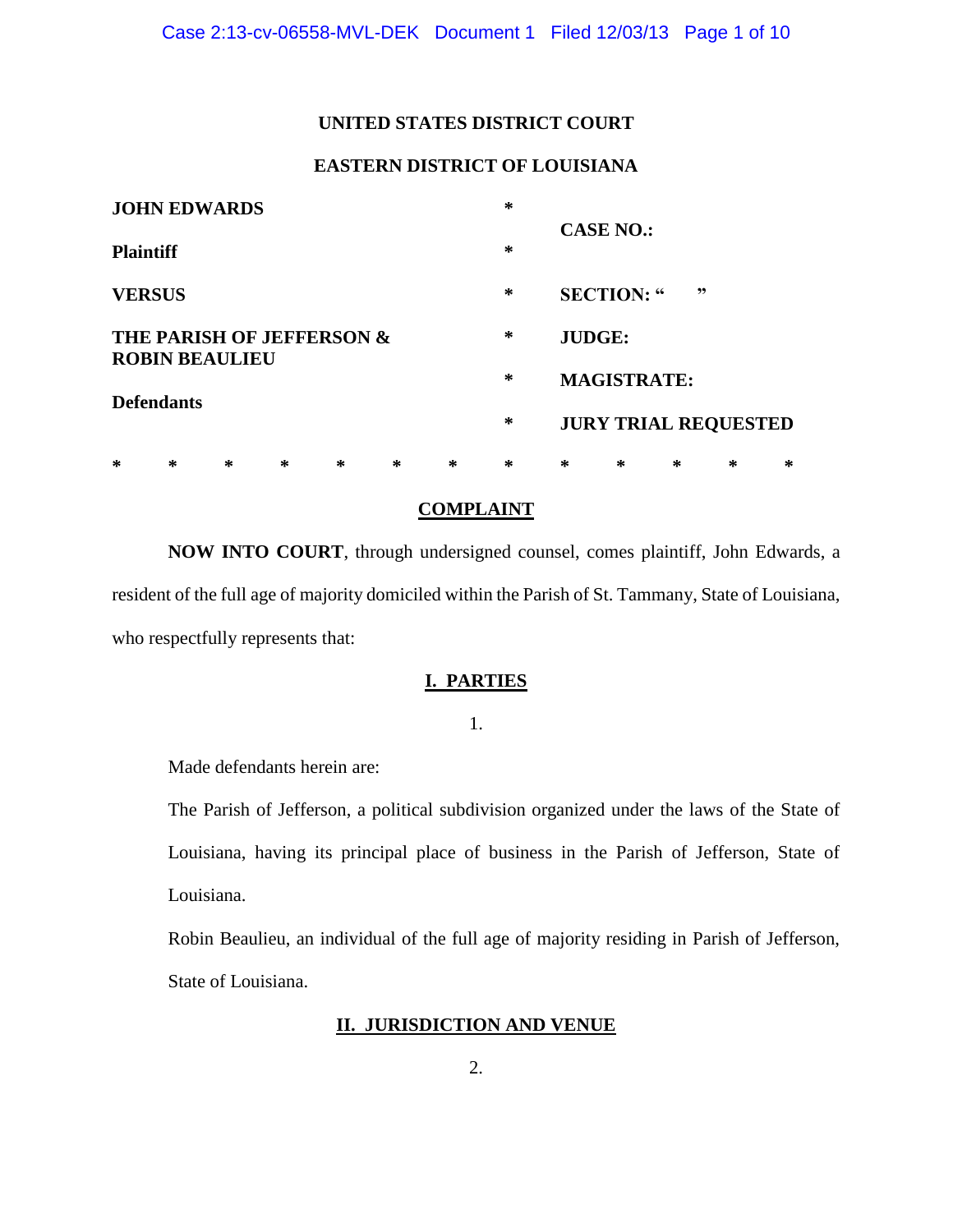**UNITED STATES DISTRICT COURT**

**EASTERN DISTRICT OF LOUISIANA**

| | | |
|---|---|---|
| **JOHN EDWARDS** | * | **CASE NO.:** |
| **Plaintiff** | * | |
| **VERSUS** | * | **SECTION: " "** |
| **THE PARISH OF JEFFERSON & ROBIN BEAULIEU** | * | **JUDGE:** |
| | * | **MAGISTRATE:** |
| **Defendants** | * | **JURY TRIAL REQUESTED** |

\* \* \* \* \* \* \* \* \* \* \* \* \*

## COMPLAINT

**NOW INTO COURT**, through undersigned counsel, comes plaintiff, John Edwards, a resident of the full age of majority domiciled within the Parish of St. Tammany, State of Louisiana, who respectfully represents that:

## I. PARTIES

1.

Made defendants herein are:

The Parish of Jefferson, a political subdivision organized under the laws of the State of Louisiana, having its principal place of business in the Parish of Jefferson, State of Louisiana.

Robin Beaulieu, an individual of the full age of majority residing in Parish of Jefferson, State of Louisiana.

## II. JURISDICTION AND VENUE

2.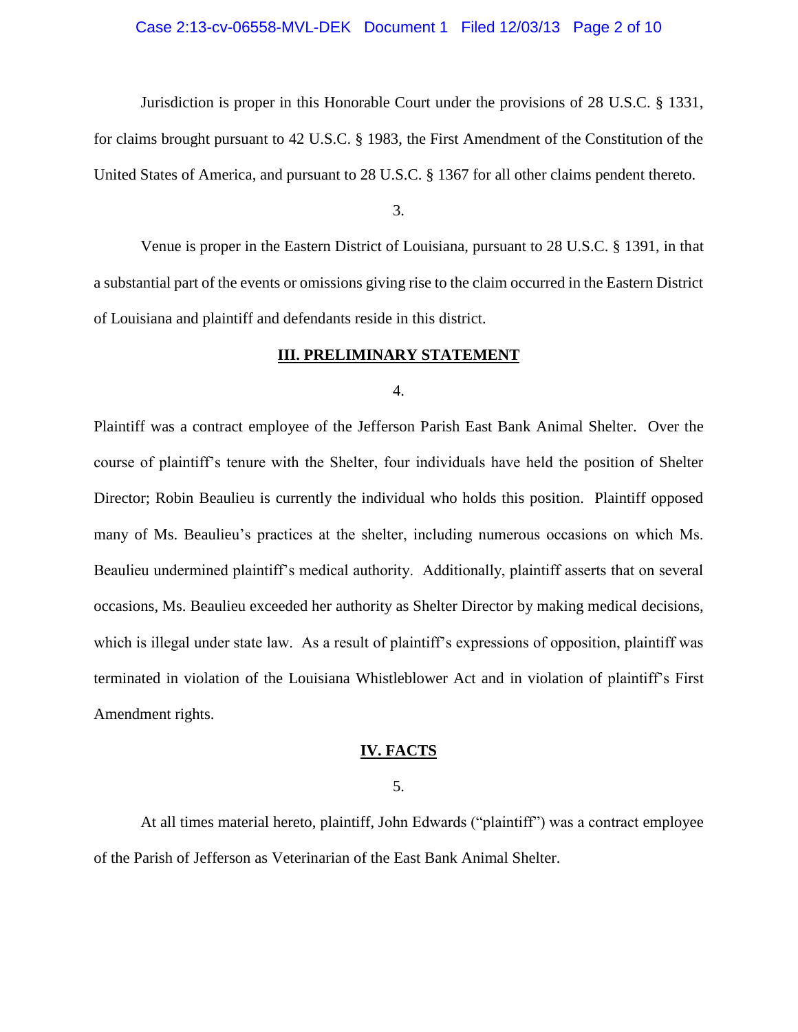Jurisdiction is proper in this Honorable Court under the provisions of 28 U.S.C. § 1331, for claims brought pursuant to 42 U.S.C. § 1983, the First Amendment of the Constitution of the United States of America, and pursuant to 28 U.S.C. § 1367 for all other claims pendent thereto.

3.

Venue is proper in the Eastern District of Louisiana, pursuant to 28 U.S.C. § 1391, in that a substantial part of the events or omissions giving rise to the claim occurred in the Eastern District of Louisiana and plaintiff and defendants reside in this district.

## III. PRELIMINARY STATEMENT

4.

Plaintiff was a contract employee of the Jefferson Parish East Bank Animal Shelter. Over the course of plaintiff's tenure with the Shelter, four individuals have held the position of Shelter Director; Robin Beaulieu is currently the individual who holds this position. Plaintiff opposed many of Ms. Beaulieu's practices at the shelter, including numerous occasions on which Ms. Beaulieu undermined plaintiff's medical authority. Additionally, plaintiff asserts that on several occasions, Ms. Beaulieu exceeded her authority as Shelter Director by making medical decisions, which is illegal under state law. As a result of plaintiff's expressions of opposition, plaintiff was terminated in violation of the Louisiana Whistleblower Act and in violation of plaintiff's First Amendment rights.

## IV. FACTS

5.

At all times material hereto, plaintiff, John Edwards ("plaintiff") was a contract employee of the Parish of Jefferson as Veterinarian of the East Bank Animal Shelter.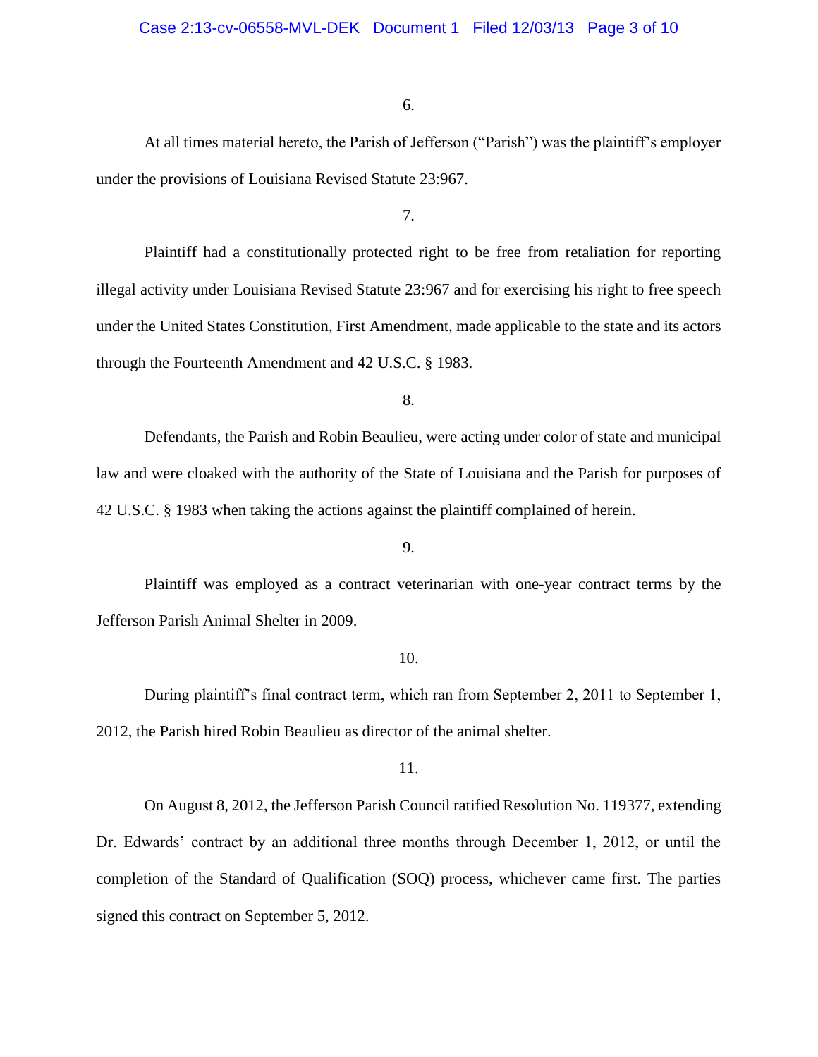6.

At all times material hereto, the Parish of Jefferson ("Parish") was the plaintiff's employer under the provisions of Louisiana Revised Statute 23:967.

7.

Plaintiff had a constitutionally protected right to be free from retaliation for reporting illegal activity under Louisiana Revised Statute 23:967 and for exercising his right to free speech under the United States Constitution, First Amendment, made applicable to the state and its actors through the Fourteenth Amendment and 42 U.S.C. § 1983.

8.

Defendants, the Parish and Robin Beaulieu, were acting under color of state and municipal law and were cloaked with the authority of the State of Louisiana and the Parish for purposes of 42 U.S.C. § 1983 when taking the actions against the plaintiff complained of herein.

9.

Plaintiff was employed as a contract veterinarian with one-year contract terms by the Jefferson Parish Animal Shelter in 2009.

10.

During plaintiff's final contract term, which ran from September 2, 2011 to September 1, 2012, the Parish hired Robin Beaulieu as director of the animal shelter.

11.

On August 8, 2012, the Jefferson Parish Council ratified Resolution No. 119377, extending Dr. Edwards' contract by an additional three months through December 1, 2012, or until the completion of the Standard of Qualification (SOQ) process, whichever came first. The parties signed this contract on September 5, 2012.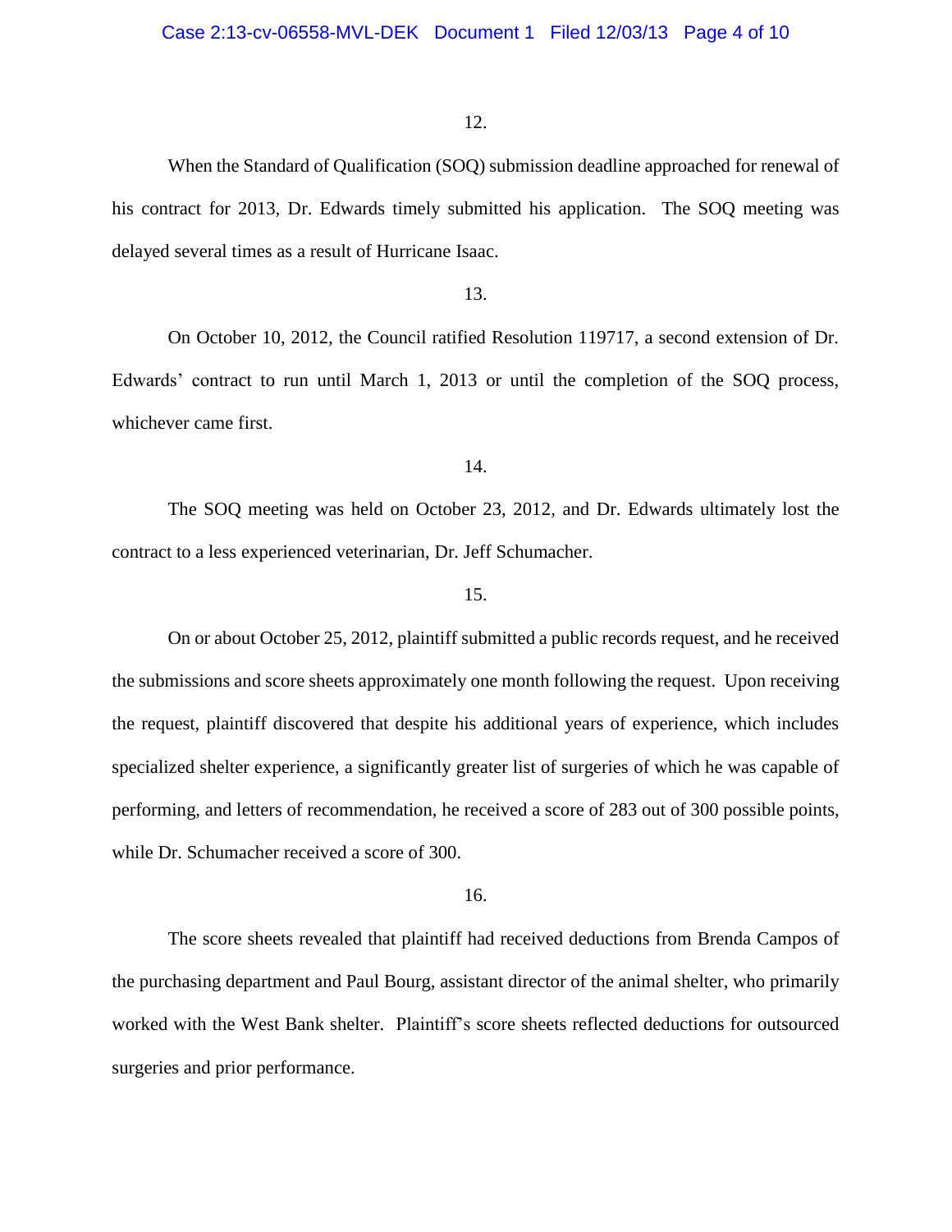12.

When the Standard of Qualification (SOQ) submission deadline approached for renewal of his contract for 2013, Dr. Edwards timely submitted his application. The SOQ meeting was delayed several times as a result of Hurricane Isaac.

13.

On October 10, 2012, the Council ratified Resolution 119717, a second extension of Dr. Edwards' contract to run until March 1, 2013 or until the completion of the SOQ process, whichever came first.

14.

The SOQ meeting was held on October 23, 2012, and Dr. Edwards ultimately lost the contract to a less experienced veterinarian, Dr. Jeff Schumacher.

15.

On or about October 25, 2012, plaintiff submitted a public records request, and he received the submissions and score sheets approximately one month following the request. Upon receiving the request, plaintiff discovered that despite his additional years of experience, which includes specialized shelter experience, a significantly greater list of surgeries of which he was capable of performing, and letters of recommendation, he received a score of 283 out of 300 possible points, while Dr. Schumacher received a score of 300.

16.

The score sheets revealed that plaintiff had received deductions from Brenda Campos of the purchasing department and Paul Bourg, assistant director of the animal shelter, who primarily worked with the West Bank shelter. Plaintiff's score sheets reflected deductions for outsourced surgeries and prior performance.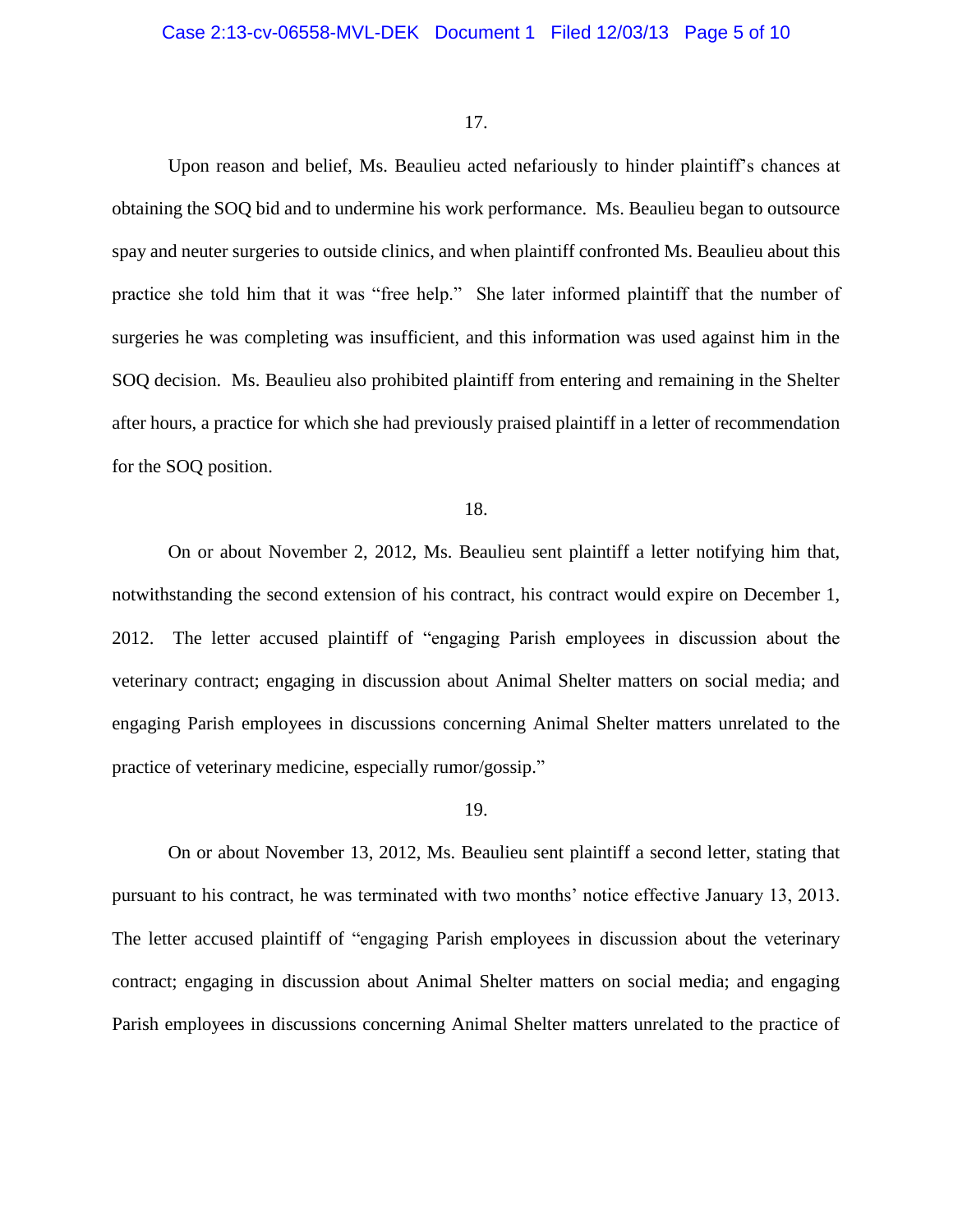17.

Upon reason and belief, Ms. Beaulieu acted nefariously to hinder plaintiff's chances at obtaining the SOQ bid and to undermine his work performance. Ms. Beaulieu began to outsource spay and neuter surgeries to outside clinics, and when plaintiff confronted Ms. Beaulieu about this practice she told him that it was "free help." She later informed plaintiff that the number of surgeries he was completing was insufficient, and this information was used against him in the SOQ decision. Ms. Beaulieu also prohibited plaintiff from entering and remaining in the Shelter after hours, a practice for which she had previously praised plaintiff in a letter of recommendation for the SOQ position.

18.

On or about November 2, 2012, Ms. Beaulieu sent plaintiff a letter notifying him that, notwithstanding the second extension of his contract, his contract would expire on December 1, 2012. The letter accused plaintiff of "engaging Parish employees in discussion about the veterinary contract; engaging in discussion about Animal Shelter matters on social media; and engaging Parish employees in discussions concerning Animal Shelter matters unrelated to the practice of veterinary medicine, especially rumor/gossip."

19.

On or about November 13, 2012, Ms. Beaulieu sent plaintiff a second letter, stating that pursuant to his contract, he was terminated with two months' notice effective January 13, 2013. The letter accused plaintiff of "engaging Parish employees in discussion about the veterinary contract; engaging in discussion about Animal Shelter matters on social media; and engaging Parish employees in discussions concerning Animal Shelter matters unrelated to the practice of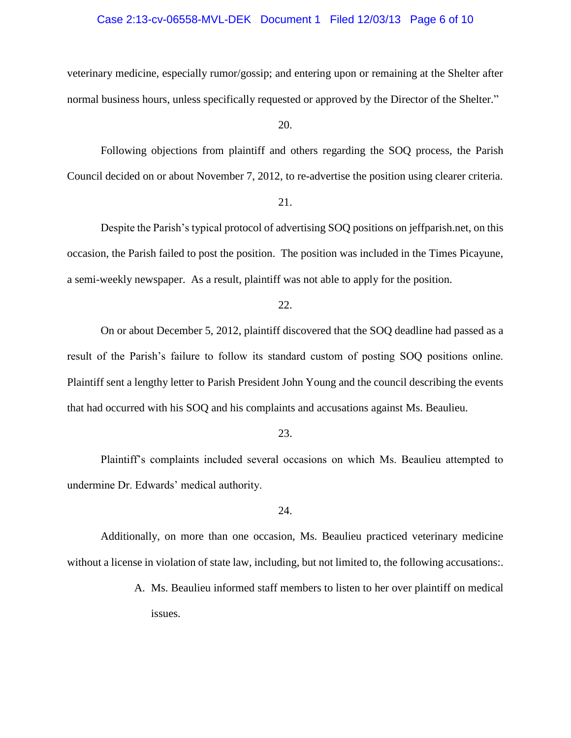veterinary medicine, especially rumor/gossip; and entering upon or remaining at the Shelter after normal business hours, unless specifically requested or approved by the Director of the Shelter."

20.

Following objections from plaintiff and others regarding the SOQ process, the Parish Council decided on or about November 7, 2012, to re-advertise the position using clearer criteria.

21.

Despite the Parish's typical protocol of advertising SOQ positions on jeffparish.net, on this occasion, the Parish failed to post the position. The position was included in the Times Picayune, a semi-weekly newspaper. As a result, plaintiff was not able to apply for the position.

22.

On or about December 5, 2012, plaintiff discovered that the SOQ deadline had passed as a result of the Parish's failure to follow its standard custom of posting SOQ positions online. Plaintiff sent a lengthy letter to Parish President John Young and the council describing the events that had occurred with his SOQ and his complaints and accusations against Ms. Beaulieu.

23.

Plaintiff's complaints included several occasions on which Ms. Beaulieu attempted to undermine Dr. Edwards' medical authority.

24.

Additionally, on more than one occasion, Ms. Beaulieu practiced veterinary medicine without a license in violation of state law, including, but not limited to, the following accusations:.

A. Ms. Beaulieu informed staff members to listen to her over plaintiff on medical issues.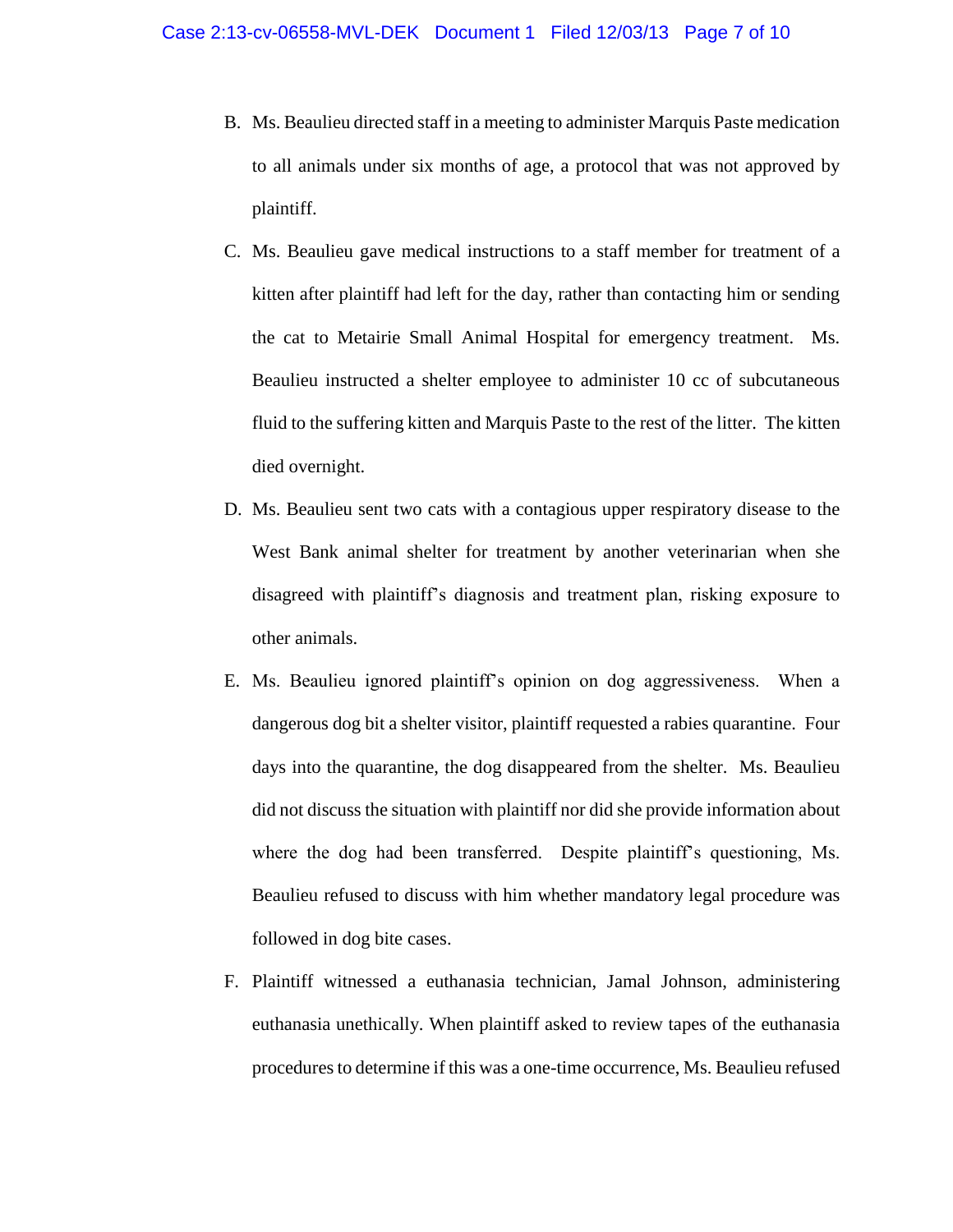B. Ms. Beaulieu directed staff in a meeting to administer Marquis Paste medication to all animals under six months of age, a protocol that was not approved by plaintiff.

C. Ms. Beaulieu gave medical instructions to a staff member for treatment of a kitten after plaintiff had left for the day, rather than contacting him or sending the cat to Metairie Small Animal Hospital for emergency treatment. Ms. Beaulieu instructed a shelter employee to administer 10 cc of subcutaneous fluid to the suffering kitten and Marquis Paste to the rest of the litter. The kitten died overnight.

D. Ms. Beaulieu sent two cats with a contagious upper respiratory disease to the West Bank animal shelter for treatment by another veterinarian when she disagreed with plaintiff's diagnosis and treatment plan, risking exposure to other animals.

E. Ms. Beaulieu ignored plaintiff's opinion on dog aggressiveness. When a dangerous dog bit a shelter visitor, plaintiff requested a rabies quarantine. Four days into the quarantine, the dog disappeared from the shelter. Ms. Beaulieu did not discuss the situation with plaintiff nor did she provide information about where the dog had been transferred. Despite plaintiff's questioning, Ms. Beaulieu refused to discuss with him whether mandatory legal procedure was followed in dog bite cases.

F. Plaintiff witnessed a euthanasia technician, Jamal Johnson, administering euthanasia unethically. When plaintiff asked to review tapes of the euthanasia procedures to determine if this was a one-time occurrence, Ms. Beaulieu refused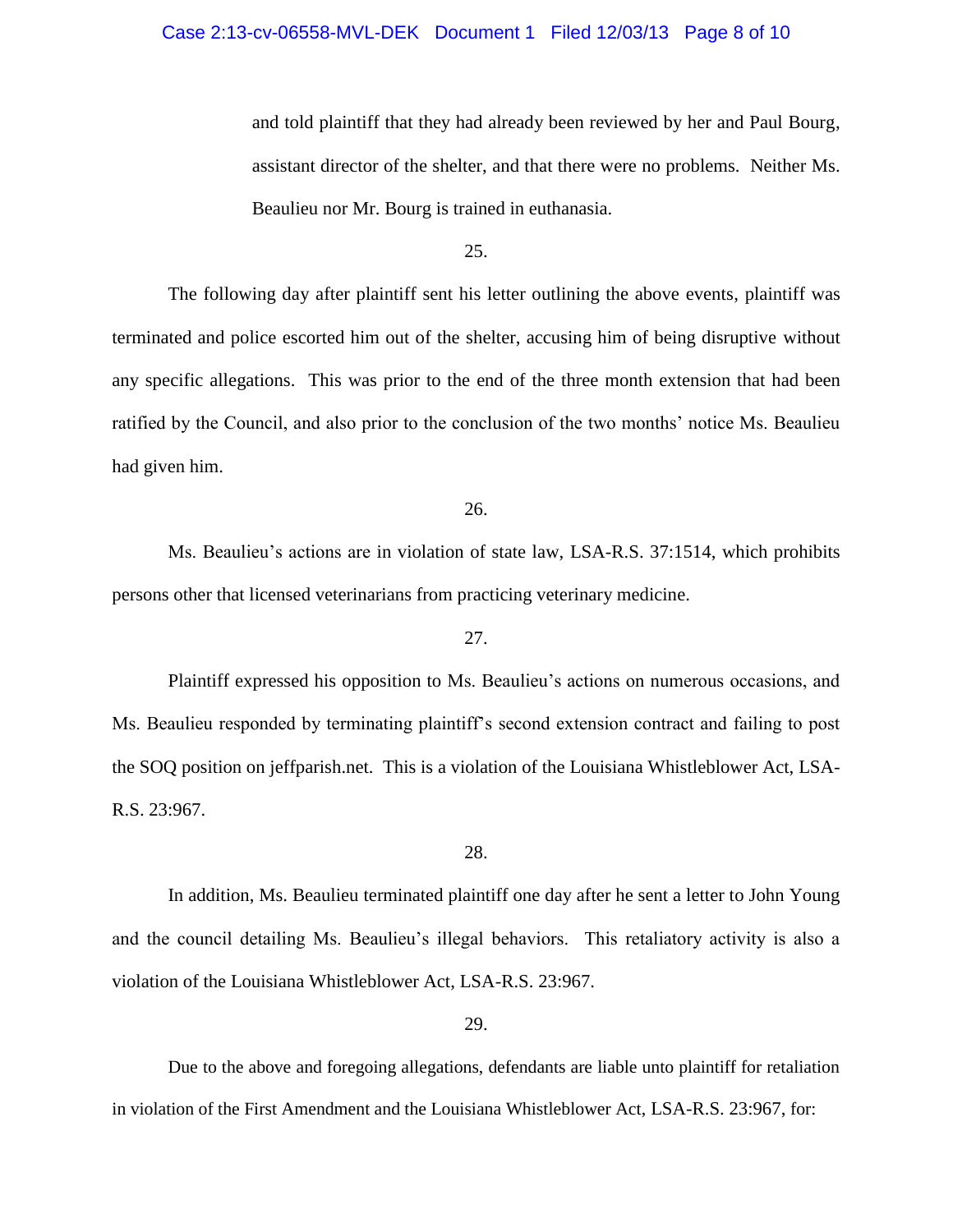and told plaintiff that they had already been reviewed by her and Paul Bourg, assistant director of the shelter, and that there were no problems. Neither Ms. Beaulieu nor Mr. Bourg is trained in euthanasia.

25.

The following day after plaintiff sent his letter outlining the above events, plaintiff was terminated and police escorted him out of the shelter, accusing him of being disruptive without any specific allegations. This was prior to the end of the three month extension that had been ratified by the Council, and also prior to the conclusion of the two months' notice Ms. Beaulieu had given him.

26.

Ms. Beaulieu's actions are in violation of state law, LSA-R.S. 37:1514, which prohibits persons other that licensed veterinarians from practicing veterinary medicine.

27.

Plaintiff expressed his opposition to Ms. Beaulieu's actions on numerous occasions, and Ms. Beaulieu responded by terminating plaintiff's second extension contract and failing to post the SOQ position on jeffparish.net. This is a violation of the Louisiana Whistleblower Act, LSA-R.S. 23:967.

28.

In addition, Ms. Beaulieu terminated plaintiff one day after he sent a letter to John Young and the council detailing Ms. Beaulieu's illegal behaviors. This retaliatory activity is also a violation of the Louisiana Whistleblower Act, LSA-R.S. 23:967.

29.

Due to the above and foregoing allegations, defendants are liable unto plaintiff for retaliation in violation of the First Amendment and the Louisiana Whistleblower Act, LSA-R.S. 23:967, for: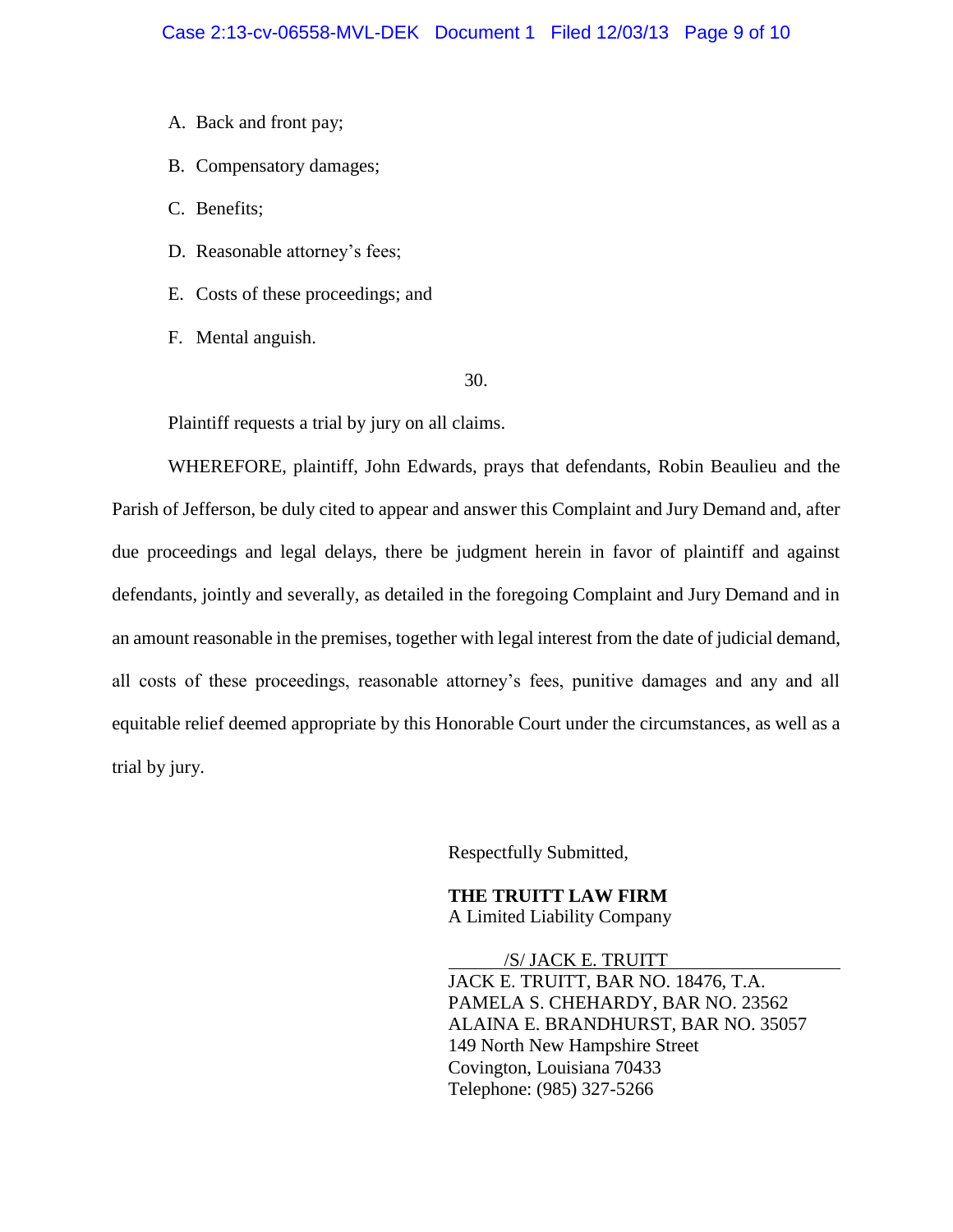A. Back and front pay;

B. Compensatory damages;

C. Benefits;

D. Reasonable attorney's fees;

E. Costs of these proceedings; and

F. Mental anguish.

30.

Plaintiff requests a trial by jury on all claims.

WHEREFORE, plaintiff, John Edwards, prays that defendants, Robin Beaulieu and the Parish of Jefferson, be duly cited to appear and answer this Complaint and Jury Demand and, after due proceedings and legal delays, there be judgment herein in favor of plaintiff and against defendants, jointly and severally, as detailed in the foregoing Complaint and Jury Demand and in an amount reasonable in the premises, together with legal interest from the date of judicial demand, all costs of these proceedings, reasonable attorney's fees, punitive damages and any and all equitable relief deemed appropriate by this Honorable Court under the circumstances, as well as a trial by jury.

Respectfully Submitted,

**THE TRUITT LAW FIRM**
A Limited Liability Company

/S/ JACK E. TRUITT
JACK E. TRUITT, BAR NO. 18476, T.A.
PAMELA S. CHEHARDY, BAR NO. 23562
ALAINA E. BRANDHURST, BAR NO. 35057
149 North New Hampshire Street
Covington, Louisiana 70433
Telephone: (985) 327-5266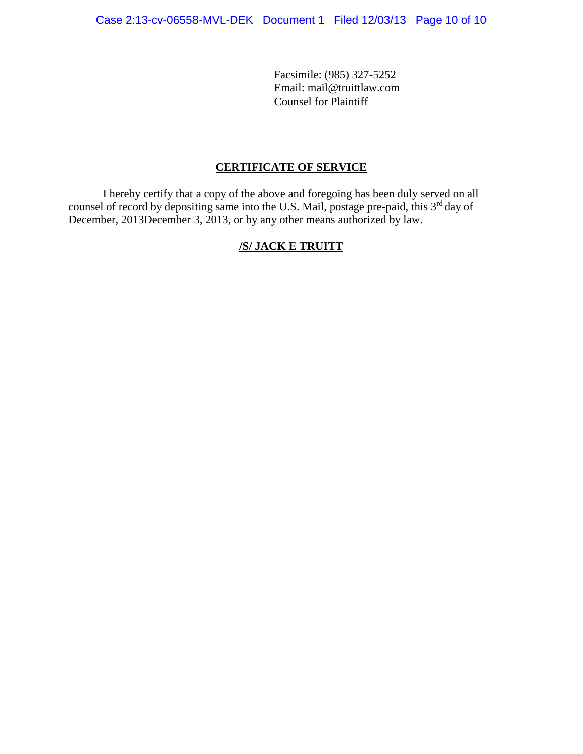Facsimile: (985) 327-5252
Email: mail@truittlaw.com
Counsel for Plaintiff

## CERTIFICATE OF SERVICE

I hereby certify that a copy of the above and foregoing has been duly served on all counsel of record by depositing same into the U.S. Mail, postage pre-paid, this 3rd day of December, 2013December 3, 2013, or by any other means authorized by law.

**/S/ JACK E TRUITT**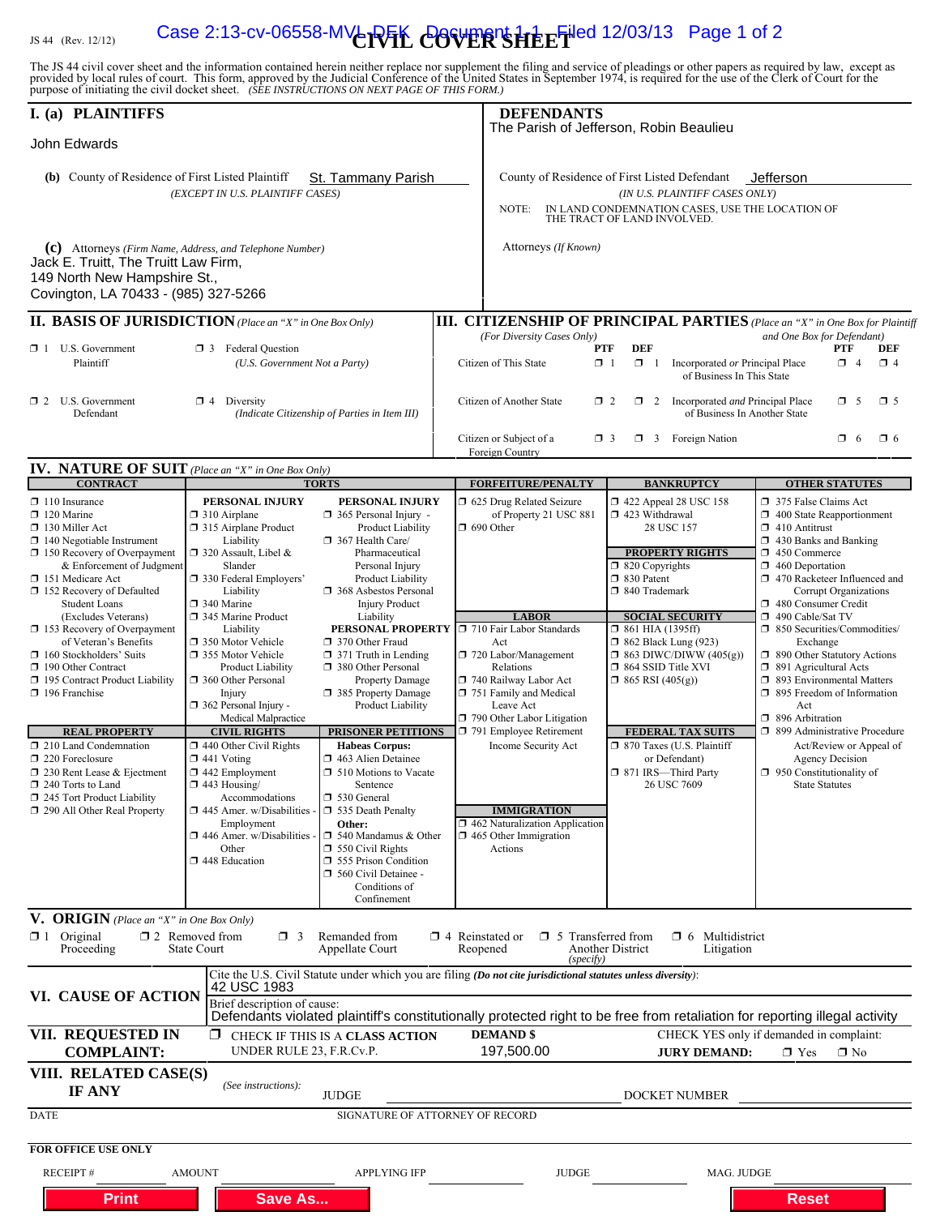JS 44 (Rev. 12/12)

# CIVIL COVER SHEET

The JS 44 civil cover sheet and the information contained herein neither replace nor supplement the filing and service of pleadings or other papers as required by law, except as provided by local rules of court. This form, approved by the Judicial Conference of the United States in September 1974, is required for the use of the Clerk of Court for the purpose of initiating the civil docket sheet. *(SEE INSTRUCTIONS ON NEXT PAGE OF THIS FORM.)*

## I. (a) PLAINTIFFS

John Edwards

**(b)** County of Residence of First Listed Plaintiff: St. Tammany Parish
*(EXCEPT IN U.S. PLAINTIFF CASES)*

**(c)** Attorneys *(Firm Name, Address, and Telephone Number)*
Jack E. Truitt, The Truitt Law Firm,
149 North New Hampshire St.,
Covington, LA 70433 - (985) 327-5266

## DEFENDANTS

The Parish of Jefferson, Robin Beaulieu

County of Residence of First Listed Defendant: Jefferson
*(IN U.S. PLAINTIFF CASES ONLY)*

NOTE: IN LAND CONDEMNATION CASES, USE THE LOCATION OF THE TRACT OF LAND INVOLVED.

Attorneys *(If Known)*

## II. BASIS OF JURISDICTION *(Place an "X" in One Box Only)*

- ☐ 1 U.S. Government Plaintiff
- ☐ 3 Federal Question *(U.S. Government Not a Party)*
- ☐ 2 U.S. Government Defendant
- ☐ 4 Diversity *(Indicate Citizenship of Parties in Item III)*

## III. CITIZENSHIP OF PRINCIPAL PARTIES *(Place an "X" in One Box for Plaintiff and One Box for Defendant)* *(For Diversity Cases Only)*

| | PTF | DEF | | PTF | DEF |
|---|---|---|---|---|---|
| Citizen of This State | ☐ 1 | ☐ 1 | Incorporated *or* Principal Place of Business In This State | ☐ 4 | ☐ 4 |
| Citizen of Another State | ☐ 2 | ☐ 2 | Incorporated *and* Principal Place of Business In Another State | ☐ 5 | ☐ 5 |
| Citizen or Subject of a Foreign Country | ☐ 3 | ☐ 3 | Foreign Nation | ☐ 6 | ☐ 6 |

## IV. NATURE OF SUIT *(Place an "X" in One Box Only)*

**CONTRACT**
- ☐ 110 Insurance
- ☐ 120 Marine
- ☐ 130 Miller Act
- ☐ 140 Negotiable Instrument
- ☐ 150 Recovery of Overpayment & Enforcement of Judgment
- ☐ 151 Medicare Act
- ☐ 152 Recovery of Defaulted Student Loans (Excludes Veterans)
- ☐ 153 Recovery of Overpayment of Veteran's Benefits
- ☐ 160 Stockholders' Suits
- ☐ 190 Other Contract
- ☐ 195 Contract Product Liability
- ☐ 196 Franchise

**REAL PROPERTY**
- ☐ 210 Land Condemnation
- ☐ 220 Foreclosure
- ☐ 230 Rent Lease & Ejectment
- ☐ 240 Torts to Land
- ☐ 245 Tort Product Liability
- ☐ 290 All Other Real Property

**TORTS**

PERSONAL INJURY
- ☐ 310 Airplane
- ☐ 315 Airplane Product Liability
- ☐ 320 Assault, Libel & Slander
- ☐ 330 Federal Employers' Liability
- ☐ 340 Marine
- ☐ 345 Marine Product Liability
- ☐ 350 Motor Vehicle
- ☐ 355 Motor Vehicle Product Liability
- ☐ 360 Other Personal Injury
- ☐ 362 Personal Injury - Medical Malpractice

PERSONAL INJURY
- ☐ 365 Personal Injury - Product Liability
- ☐ 367 Health Care/ Pharmaceutical Personal Injury Product Liability
- ☐ 368 Asbestos Personal Injury Product Liability

PERSONAL PROPERTY
- ☐ 370 Other Fraud
- ☐ 371 Truth in Lending
- ☐ 380 Other Personal Property Damage
- ☐ 385 Property Damage Product Liability

**CIVIL RIGHTS**
- ☐ 440 Other Civil Rights
- ☐ 441 Voting
- ☐ 442 Employment
- ☐ 443 Housing/ Accommodations
- ☐ 445 Amer. w/Disabilities - Employment
- ☐ 446 Amer. w/Disabilities - Other
- ☐ 448 Education

**PRISONER PETITIONS**

Habeas Corpus:
- ☐ 463 Alien Detainee
- ☐ 510 Motions to Vacate Sentence
- ☐ 530 General
- ☐ 535 Death Penalty

Other:
- ☐ 540 Mandamus & Other
- ☐ 550 Civil Rights
- ☐ 555 Prison Condition
- ☐ 560 Civil Detainee - Conditions of Confinement

**FORFEITURE/PENALTY**
- ☐ 625 Drug Related Seizure of Property 21 USC 881
- ☐ 690 Other

**LABOR**
- ☐ 710 Fair Labor Standards Act
- ☐ 720 Labor/Management Relations
- ☐ 740 Railway Labor Act
- ☐ 751 Family and Medical Leave Act
- ☐ 790 Other Labor Litigation
- ☐ 791 Employee Retirement Income Security Act

**IMMIGRATION**
- ☐ 462 Naturalization Application
- ☐ 465 Other Immigration Actions

**BANKRUPTCY**
- ☐ 422 Appeal 28 USC 158
- ☐ 423 Withdrawal 28 USC 157

**PROPERTY RIGHTS**
- ☐ 820 Copyrights
- ☐ 830 Patent
- ☐ 840 Trademark

**SOCIAL SECURITY**
- ☐ 861 HIA (1395ff)
- ☐ 862 Black Lung (923)
- ☐ 863 DIWC/DIWW (405(g))
- ☐ 864 SSID Title XVI
- ☐ 865 RSI (405(g))

**FEDERAL TAX SUITS**
- ☐ 870 Taxes (U.S. Plaintiff or Defendant)
- ☐ 871 IRS—Third Party 26 USC 7609

**OTHER STATUTES**
- ☐ 375 False Claims Act
- ☐ 400 State Reapportionment
- ☐ 410 Antitrust
- ☐ 430 Banks and Banking
- ☐ 450 Commerce
- ☐ 460 Deportation
- ☐ 470 Racketeer Influenced and Corrupt Organizations
- ☐ 480 Consumer Credit
- ☐ 490 Cable/Sat TV
- ☐ 850 Securities/Commodities/ Exchange
- ☐ 890 Other Statutory Actions
- ☐ 891 Agricultural Acts
- ☐ 893 Environmental Matters
- ☐ 895 Freedom of Information Act
- ☐ 896 Arbitration
- ☐ 899 Administrative Procedure Act/Review or Appeal of Agency Decision
- ☐ 950 Constitutionality of State Statutes

## V. ORIGIN *(Place an "X" in One Box Only)*

- ☐ 1 Original Proceeding
- ☐ 2 Removed from State Court
- ☐ 3 Remanded from Appellate Court
- ☐ 4 Reinstated or Reopened
- ☐ 5 Transferred from Another District *(specify)*
- ☐ 6 Multidistrict Litigation

## VI. CAUSE OF ACTION

Cite the U.S. Civil Statute under which you are filing ***(Do not cite jurisdictional statutes unless diversity)***:
42 USC 1983

Brief description of cause:
Defendants violated plaintiff's constitutionally protected right to be free from retaliation for reporting illegal activity

## VII. REQUESTED IN COMPLAINT:

☐ CHECK IF THIS IS A **CLASS ACTION** UNDER RULE 23, F.R.Cv.P.

**DEMAND $** 197,500.00

CHECK YES only if demanded in complaint: **JURY DEMAND:** ☐ Yes ☐ No

## VIII. RELATED CASE(S) IF ANY

*(See instructions):* JUDGE ______ DOCKET NUMBER ______

DATE ______ SIGNATURE OF ATTORNEY OF RECORD ______

**FOR OFFICE USE ONLY**

RECEIPT # ______ AMOUNT ______ APPLYING IFP ______ JUDGE ______ MAG. JUDGE ______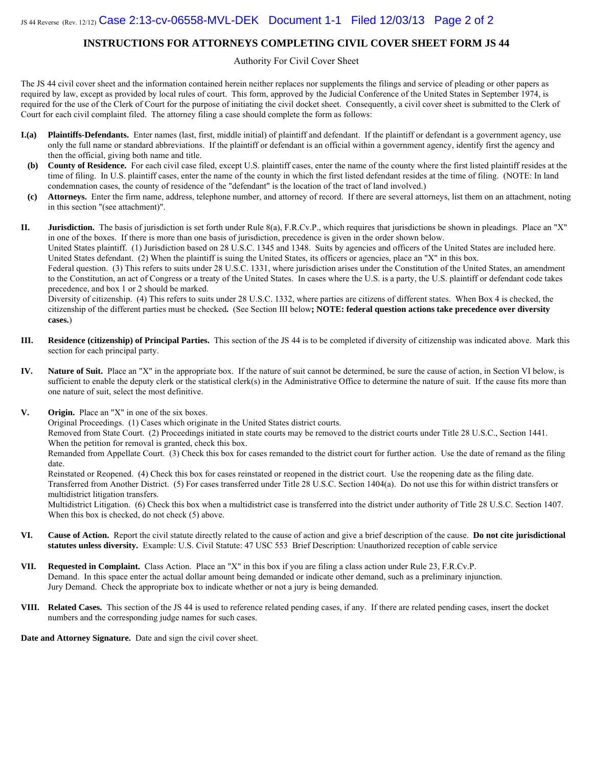# INSTRUCTIONS FOR ATTORNEYS COMPLETING CIVIL COVER SHEET FORM JS 44

Authority For Civil Cover Sheet

The JS 44 civil cover sheet and the information contained herein neither replaces nor supplements the filings and service of pleading or other papers as required by law, except as provided by local rules of court. This form, approved by the Judicial Conference of the United States in September 1974, is required for the use of the Clerk of Court for the purpose of initiating the civil docket sheet. Consequently, a civil cover sheet is submitted to the Clerk of Court for each civil complaint filed. The attorney filing a case should complete the form as follows:

**I.(a) Plaintiffs-Defendants.** Enter names (last, first, middle initial) of plaintiff and defendant. If the plaintiff or defendant is a government agency, use only the full name or standard abbreviations. If the plaintiff or defendant is an official within a government agency, identify first the agency and then the official, giving both name and title.

**(b) County of Residence.** For each civil case filed, except U.S. plaintiff cases, enter the name of the county where the first listed plaintiff resides at the time of filing. In U.S. plaintiff cases, enter the name of the county in which the first listed defendant resides at the time of filing. (NOTE: In land condemnation cases, the county of residence of the "defendant" is the location of the tract of land involved.)

**(c) Attorneys.** Enter the firm name, address, telephone number, and attorney of record. If there are several attorneys, list them on an attachment, noting in this section "(see attachment)".

**II. Jurisdiction.** The basis of jurisdiction is set forth under Rule 8(a), F.R.Cv.P., which requires that jurisdictions be shown in pleadings. Place an "X" in one of the boxes. If there is more than one basis of jurisdiction, precedence is given in the order shown below.
United States plaintiff. (1) Jurisdiction based on 28 U.S.C. 1345 and 1348. Suits by agencies and officers of the United States are included here.
United States defendant. (2) When the plaintiff is suing the United States, its officers or agencies, place an "X" in this box.
Federal question. (3) This refers to suits under 28 U.S.C. 1331, where jurisdiction arises under the Constitution of the United States, an amendment to the Constitution, an act of Congress or a treaty of the United States. In cases where the U.S. is a party, the U.S. plaintiff or defendant code takes precedence, and box 1 or 2 should be marked.
Diversity of citizenship. (4) This refers to suits under 28 U.S.C. 1332, where parties are citizens of different states. When Box 4 is checked, the citizenship of the different parties must be checked**.** (See Section III below**; NOTE: federal question actions take precedence over diversity cases.**)

**III. Residence (citizenship) of Principal Parties.** This section of the JS 44 is to be completed if diversity of citizenship was indicated above. Mark this section for each principal party.

**IV. Nature of Suit.** Place an "X" in the appropriate box. If the nature of suit cannot be determined, be sure the cause of action, in Section VI below, is sufficient to enable the deputy clerk or the statistical clerk(s) in the Administrative Office to determine the nature of suit. If the cause fits more than one nature of suit, select the most definitive.

**V. Origin.** Place an "X" in one of the six boxes.
Original Proceedings. (1) Cases which originate in the United States district courts.
Removed from State Court. (2) Proceedings initiated in state courts may be removed to the district courts under Title 28 U.S.C., Section 1441. When the petition for removal is granted, check this box.
Remanded from Appellate Court. (3) Check this box for cases remanded to the district court for further action. Use the date of remand as the filing date.
Reinstated or Reopened. (4) Check this box for cases reinstated or reopened in the district court. Use the reopening date as the filing date.
Transferred from Another District. (5) For cases transferred under Title 28 U.S.C. Section 1404(a). Do not use this for within district transfers or multidistrict litigation transfers.
Multidistrict Litigation. (6) Check this box when a multidistrict case is transferred into the district under authority of Title 28 U.S.C. Section 1407. When this box is checked, do not check (5) above.

**VI. Cause of Action.** Report the civil statute directly related to the cause of action and give a brief description of the cause. **Do not cite jurisdictional statutes unless diversity.** Example: U.S. Civil Statute: 47 USC 553 Brief Description: Unauthorized reception of cable service

**VII. Requested in Complaint.** Class Action. Place an "X" in this box if you are filing a class action under Rule 23, F.R.Cv.P.
Demand. In this space enter the actual dollar amount being demanded or indicate other demand, such as a preliminary injunction.
Jury Demand. Check the appropriate box to indicate whether or not a jury is being demanded.

**VIII. Related Cases.** This section of the JS 44 is used to reference related pending cases, if any. If there are related pending cases, insert the docket numbers and the corresponding judge names for such cases.

**Date and Attorney Signature.** Date and sign the civil cover sheet.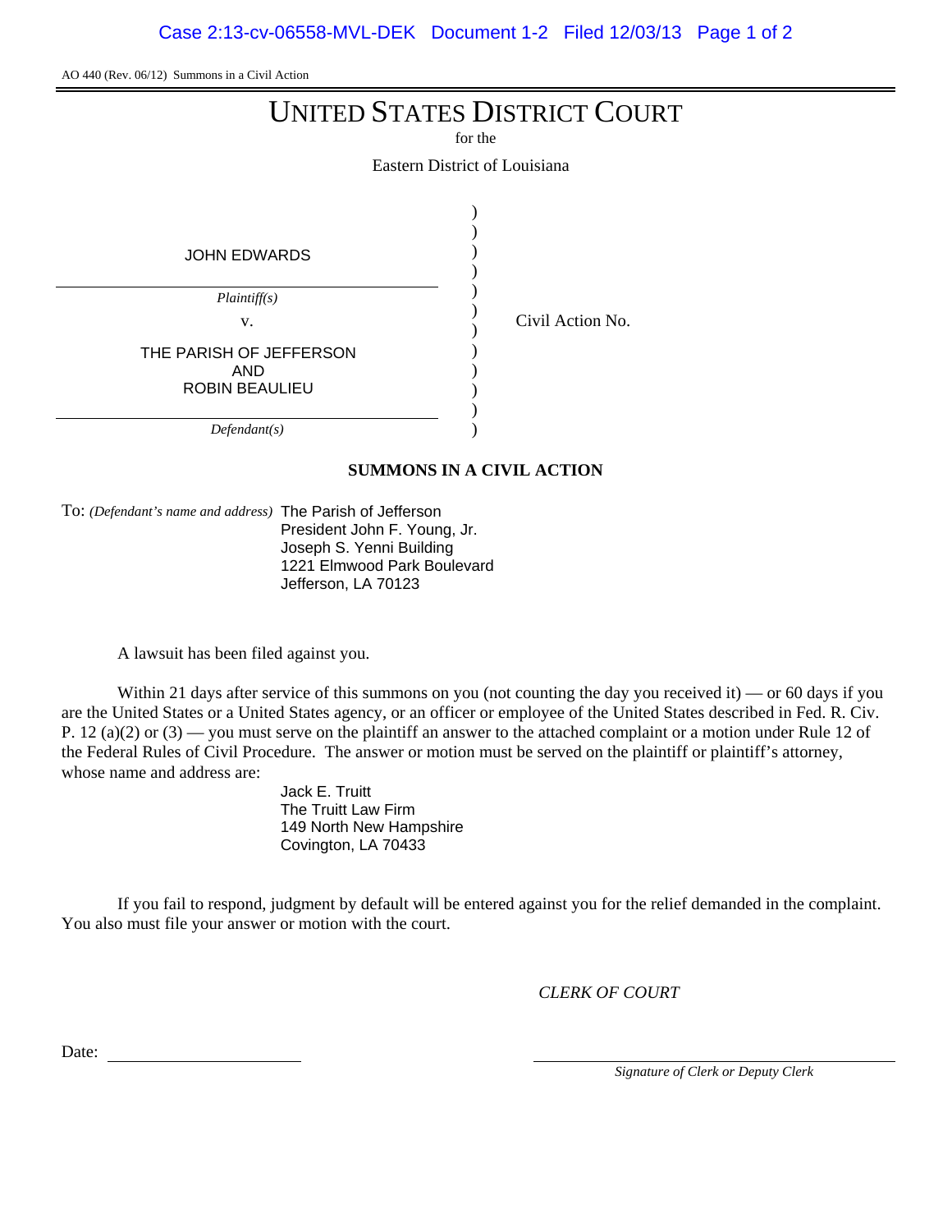AO 440 (Rev. 06/12) Summons in a Civil Action

# UNITED STATES DISTRICT COURT

for the

Eastern District of Louisiana

JOHN EDWARDS

*Plaintiff(s)*

v.

THE PARISH OF JEFFERSON
AND
ROBIN BEAULIEU

*Defendant(s)*

Civil Action No.

## SUMMONS IN A CIVIL ACTION

To: *(Defendant's name and address)* The Parish of Jefferson
President John F. Young, Jr.
Joseph S. Yenni Building
1221 Elmwood Park Boulevard
Jefferson, LA 70123

A lawsuit has been filed against you.

Within 21 days after service of this summons on you (not counting the day you received it) — or 60 days if you are the United States or a United States agency, or an officer or employee of the United States described in Fed. R. Civ. P. 12 (a)(2) or (3) — you must serve on the plaintiff an answer to the attached complaint or a motion under Rule 12 of the Federal Rules of Civil Procedure. The answer or motion must be served on the plaintiff or plaintiff's attorney, whose name and address are:

Jack E. Truitt
The Truitt Law Firm
149 North New Hampshire
Covington, LA 70433

If you fail to respond, judgment by default will be entered against you for the relief demanded in the complaint. You also must file your answer or motion with the court.

*CLERK OF COURT*

Date: \_\_\_\_\_\_\_\_\_\_\_\_\_\_\_\_\_\_\_\_

*Signature of Clerk or Deputy Clerk*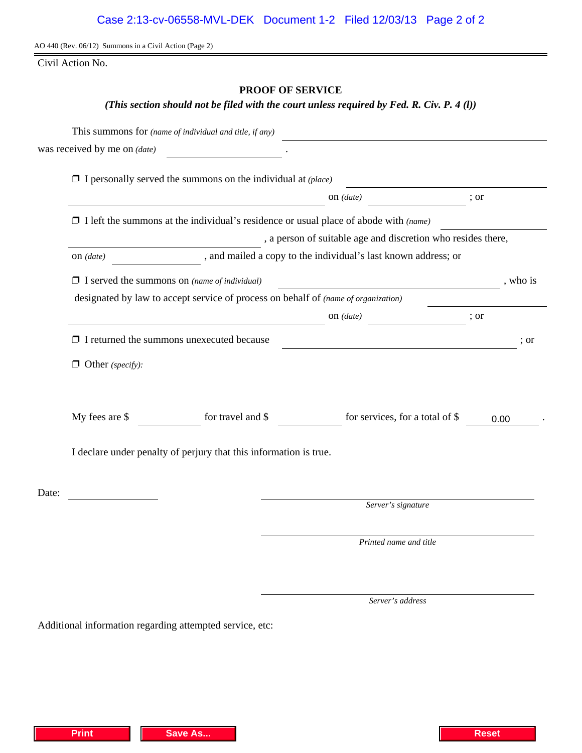AO 440 (Rev. 06/12) Summons in a Civil Action (Page 2)

Civil Action No.

## PROOF OF SERVICE

***(This section should not be filed with the court unless required by Fed. R. Civ. P. 4 (l))***

This summons for *(name of individual and title, if any)* ______________________________

was received by me on *(date)* ______________ .

❒ I personally served the summons on the individual at *(place)* ______________________________ on *(date)* ______________ ; or

❒ I left the summons at the individual's residence or usual place of abode with *(name)* ______________________________ , a person of suitable age and discretion who resides there, on *(date)* ______________ , and mailed a copy to the individual's last known address; or

❒ I served the summons on *(name of individual)* ______________________________ , who is designated by law to accept service of process on behalf of *(name of organization)* ______________________________ on *(date)* ______________ ; or

❒ I returned the summons unexecuted because ______________________________ ; or

❒ Other *(specify)*:

My fees are $ ______________ for travel and $ ______________ for services, for a total of $ 0.00 .

I declare under penalty of perjury that this information is true.

Date: ______________

______________________________
*Server's signature*

______________________________
*Printed name and title*

______________________________
*Server's address*

Additional information regarding attempted service, etc:

Print | Save As... | Reset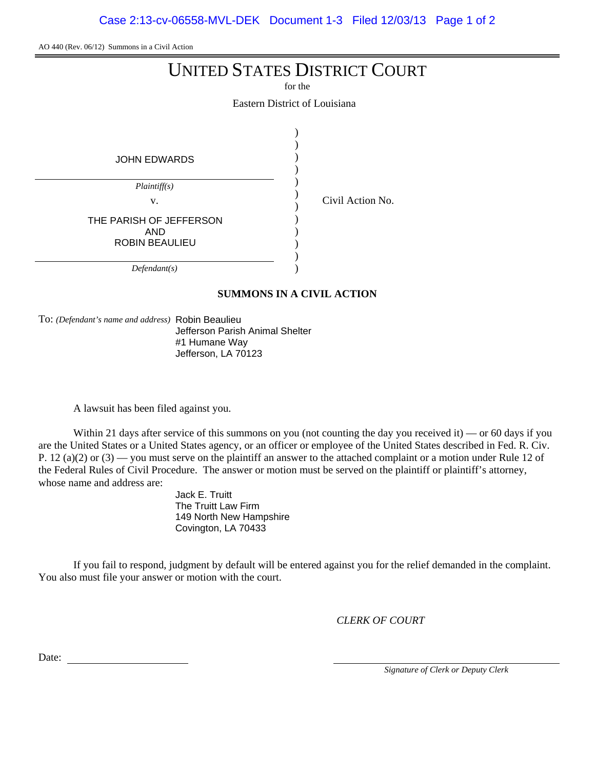AO 440 (Rev. 06/12) Summons in a Civil Action

# UNITED STATES DISTRICT COURT

for the

Eastern District of Louisiana

| | | |
|---|---|---|
| JOHN EDWARDS | ) | |
| *Plaintiff(s)* | ) | |
| v. | ) | Civil Action No. |
| THE PARISH OF JEFFERSON AND ROBIN BEAULIEU | ) | |
| *Defendant(s)* | ) | |

## SUMMONS IN A CIVIL ACTION

To: *(Defendant's name and address)* Robin Beaulieu
Jefferson Parish Animal Shelter
#1 Humane Way
Jefferson, LA 70123

A lawsuit has been filed against you.

Within 21 days after service of this summons on you (not counting the day you received it) — or 60 days if you are the United States or a United States agency, or an officer or employee of the United States described in Fed. R. Civ. P. 12 (a)(2) or (3) — you must serve on the plaintiff an answer to the attached complaint or a motion under Rule 12 of the Federal Rules of Civil Procedure. The answer or motion must be served on the plaintiff or plaintiff's attorney, whose name and address are:

Jack E. Truitt
The Truitt Law Firm
149 North New Hampshire
Covington, LA 70433

If you fail to respond, judgment by default will be entered against you for the relief demanded in the complaint. You also must file your answer or motion with the court.

*CLERK OF COURT*

Date: ____________________

____________________
*Signature of Clerk or Deputy Clerk*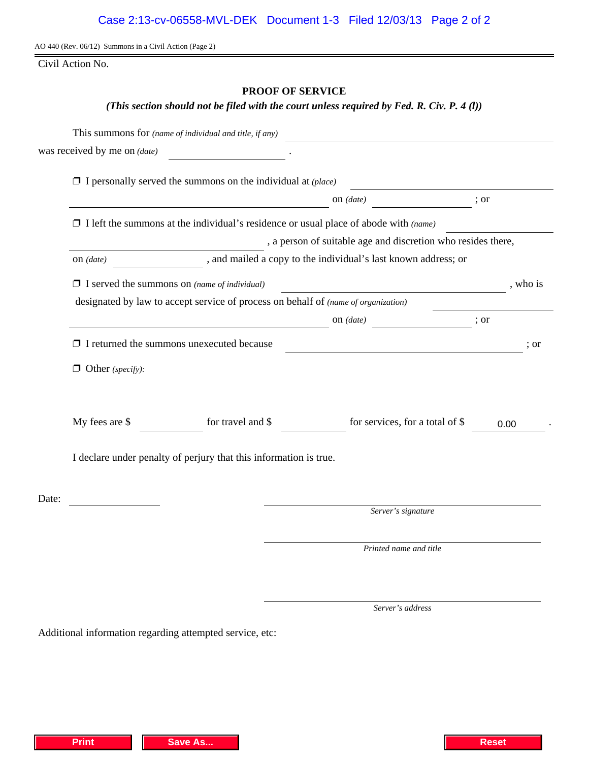AO 440 (Rev. 06/12) Summons in a Civil Action (Page 2)

Civil Action No.

## PROOF OF SERVICE

***(This section should not be filed with the court unless required by Fed. R. Civ. P. 4 (l))***

This summons for *(name of individual and title, if any)* ______________________________
was received by me on *(date)* ____________________ .

❒ I personally served the summons on the individual at *(place)* ______________________________
______________________________ on *(date)* ____________________ ; or

❒ I left the summons at the individual's residence or usual place of abode with *(name)* ____________________
____________________ , a person of suitable age and discretion who resides there,
on *(date)* ____________________ , and mailed a copy to the individual's last known address; or

❒ I served the summons on *(name of individual)* ______________________________ , who is
designated by law to accept service of process on behalf of *(name of organization)* ____________________
______________________________ on *(date)* ____________________ ; or

❒ I returned the summons unexecuted because ______________________________ ; or

❒ Other *(specify)*:

My fees are $ __________ for travel and $ __________ for services, for a total of $ 0.00 .

I declare under penalty of perjury that this information is true.

Date: ____________________

______________________________
*Server's signature*

______________________________
*Printed name and title*

______________________________
*Server's address*

Additional information regarding attempted service, etc:

Print | Save As... | Reset